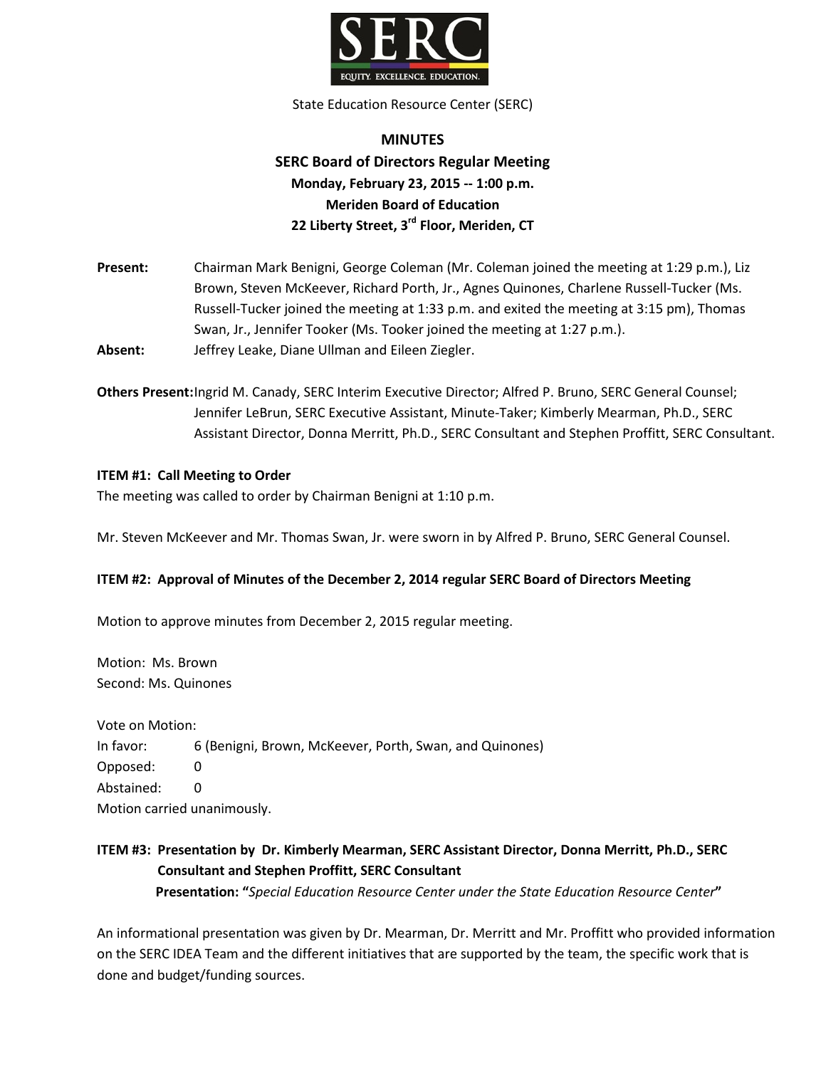SERC

EQUITY. EXCELLENCE. EDUCATION.

State Education Resource Center (SERC)

# MINUTES

## SERC Board of Directors Regular Meeting

**Monday, February 23, 2015 -- 1:00 p.m.**
**Meriden Board of Education**
**22 Liberty Street, 3rd Floor, Meriden, CT**

**Present:** Chairman Mark Benigni, George Coleman (Mr. Coleman joined the meeting at 1:29 p.m.), Liz Brown, Steven McKeever, Richard Porth, Jr., Agnes Quinones, Charlene Russell-Tucker (Ms. Russell-Tucker joined the meeting at 1:33 p.m. and exited the meeting at 3:15 pm), Thomas Swan, Jr., Jennifer Tooker (Ms. Tooker joined the meeting at 1:27 p.m.).

**Absent:** Jeffrey Leake, Diane Ullman and Eileen Ziegler.

**Others Present:** Ingrid M. Canady, SERC Interim Executive Director; Alfred P. Bruno, SERC General Counsel; Jennifer LeBrun, SERC Executive Assistant, Minute-Taker; Kimberly Mearman, Ph.D., SERC Assistant Director, Donna Merritt, Ph.D., SERC Consultant and Stephen Proffitt, SERC Consultant.

**ITEM #1: Call Meeting to Order**

The meeting was called to order by Chairman Benigni at 1:10 p.m.

Mr. Steven McKeever and Mr. Thomas Swan, Jr. were sworn in by Alfred P. Bruno, SERC General Counsel.

**ITEM #2: Approval of Minutes of the December 2, 2014 regular SERC Board of Directors Meeting**

Motion to approve minutes from December 2, 2015 regular meeting.

Motion: Ms. Brown
Second: Ms. Quinones

Vote on Motion:
In favor: 6 (Benigni, Brown, McKeever, Porth, Swan, and Quinones)
Opposed: 0
Abstained: 0
Motion carried unanimously.

**ITEM #3: Presentation by Dr. Kimberly Mearman, SERC Assistant Director, Donna Merritt, Ph.D., SERC Consultant and Stephen Proffitt, SERC Consultant**
**Presentation: "*Special Education Resource Center under the State Education Resource Center*"**

An informational presentation was given by Dr. Mearman, Dr. Merritt and Mr. Proffitt who provided information on the SERC IDEA Team and the different initiatives that are supported by the team, the specific work that is done and budget/funding sources.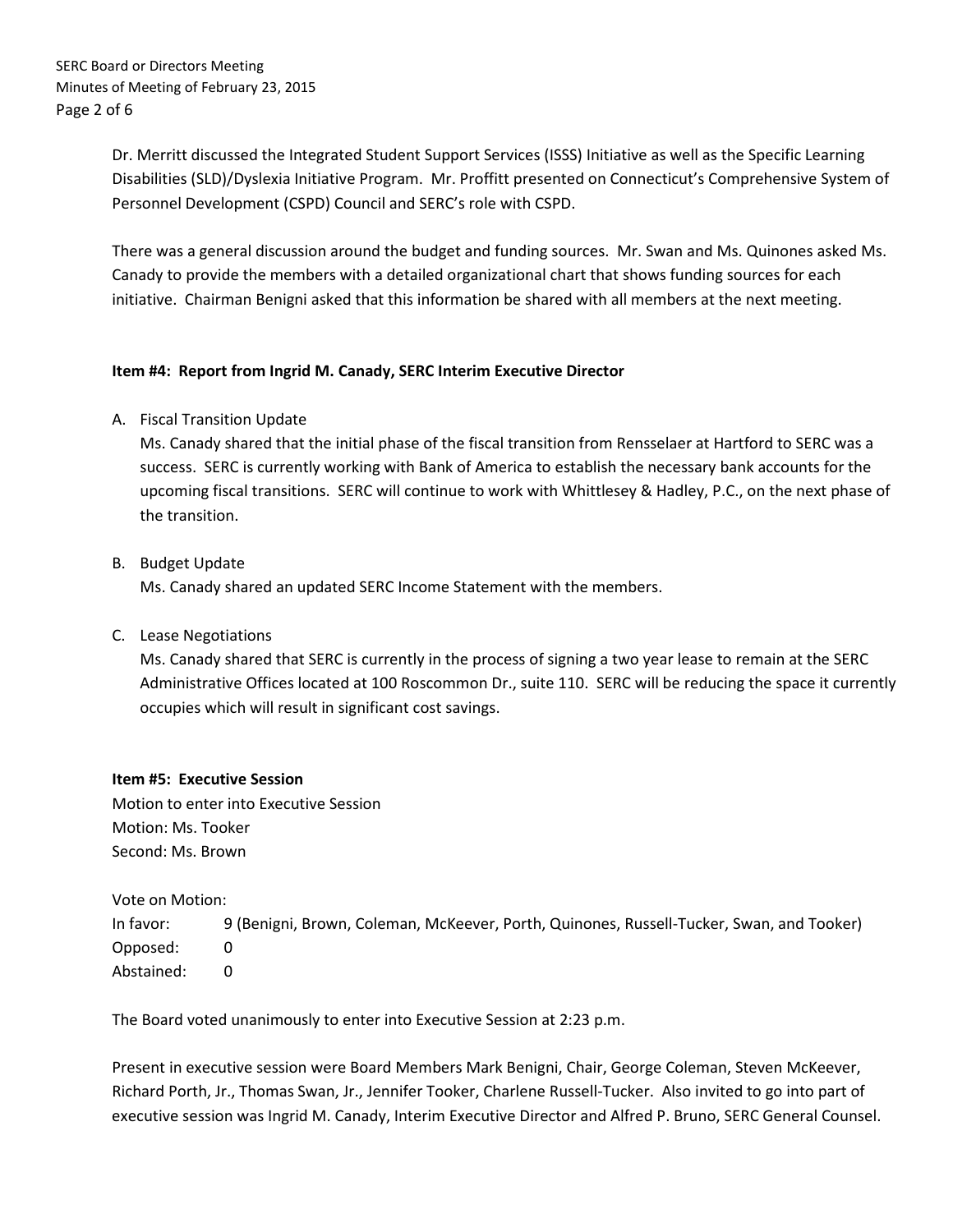Dr. Merritt discussed the Integrated Student Support Services (ISSS) Initiative as well as the Specific Learning Disabilities (SLD)/Dyslexia Initiative Program. Mr. Proffitt presented on Connecticut's Comprehensive System of Personnel Development (CSPD) Council and SERC's role with CSPD.

There was a general discussion around the budget and funding sources. Mr. Swan and Ms. Quinones asked Ms. Canady to provide the members with a detailed organizational chart that shows funding sources for each initiative. Chairman Benigni asked that this information be shared with all members at the next meeting.

**Item #4: Report from Ingrid M. Canady, SERC Interim Executive Director**

A. Fiscal Transition Update
   Ms. Canady shared that the initial phase of the fiscal transition from Rensselaer at Hartford to SERC was a success. SERC is currently working with Bank of America to establish the necessary bank accounts for the upcoming fiscal transitions. SERC will continue to work with Whittlesey & Hadley, P.C., on the next phase of the transition.

B. Budget Update
   Ms. Canady shared an updated SERC Income Statement with the members.

C. Lease Negotiations
   Ms. Canady shared that SERC is currently in the process of signing a two year lease to remain at the SERC Administrative Offices located at 100 Roscommon Dr., suite 110. SERC will be reducing the space it currently occupies which will result in significant cost savings.

**Item #5: Executive Session**

Motion to enter into Executive Session
Motion: Ms. Tooker
Second: Ms. Brown

Vote on Motion:
In favor: 9 (Benigni, Brown, Coleman, McKeever, Porth, Quinones, Russell-Tucker, Swan, and Tooker)
Opposed: 0
Abstained: 0

The Board voted unanimously to enter into Executive Session at 2:23 p.m.

Present in executive session were Board Members Mark Benigni, Chair, George Coleman, Steven McKeever, Richard Porth, Jr., Thomas Swan, Jr., Jennifer Tooker, Charlene Russell-Tucker. Also invited to go into part of executive session was Ingrid M. Canady, Interim Executive Director and Alfred P. Bruno, SERC General Counsel.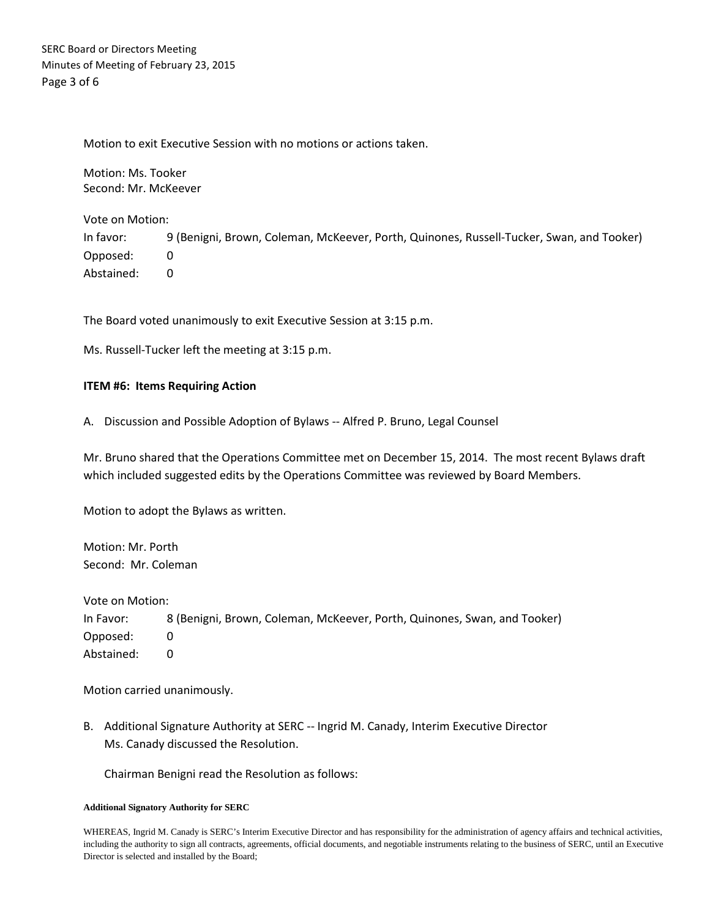Motion to exit Executive Session with no motions or actions taken.

Motion: Ms. Tooker
Second: Mr. McKeever

Vote on Motion:

In favor: 9 (Benigni, Brown, Coleman, McKeever, Porth, Quinones, Russell-Tucker, Swan, and Tooker)
Opposed: 0
Abstained: 0

The Board voted unanimously to exit Executive Session at 3:15 p.m.

Ms. Russell-Tucker left the meeting at 3:15 p.m.

**ITEM #6: Items Requiring Action**

A. Discussion and Possible Adoption of Bylaws -- Alfred P. Bruno, Legal Counsel

Mr. Bruno shared that the Operations Committee met on December 15, 2014. The most recent Bylaws draft which included suggested edits by the Operations Committee was reviewed by Board Members.

Motion to adopt the Bylaws as written.

Motion: Mr. Porth
Second: Mr. Coleman

Vote on Motion:

In Favor: 8 (Benigni, Brown, Coleman, McKeever, Porth, Quinones, Swan, and Tooker)
Opposed: 0
Abstained: 0

Motion carried unanimously.

B. Additional Signature Authority at SERC -- Ingrid M. Canady, Interim Executive Director
Ms. Canady discussed the Resolution.

Chairman Benigni read the Resolution as follows:

**Additional Signatory Authority for SERC**

WHEREAS, Ingrid M. Canady is SERC's Interim Executive Director and has responsibility for the administration of agency affairs and technical activities, including the authority to sign all contracts, agreements, official documents, and negotiable instruments relating to the business of SERC, until an Executive Director is selected and installed by the Board;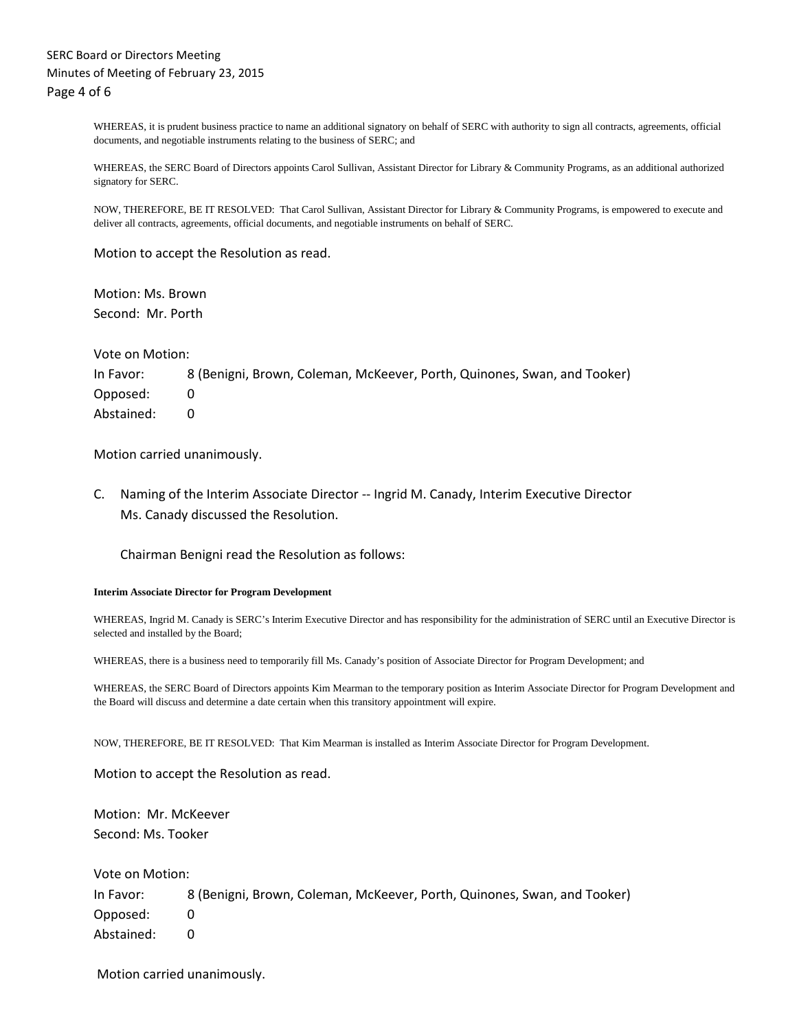WHEREAS, it is prudent business practice to name an additional signatory on behalf of SERC with authority to sign all contracts, agreements, official documents, and negotiable instruments relating to the business of SERC; and

WHEREAS, the SERC Board of Directors appoints Carol Sullivan, Assistant Director for Library & Community Programs, as an additional authorized signatory for SERC.

NOW, THEREFORE, BE IT RESOLVED: That Carol Sullivan, Assistant Director for Library & Community Programs, is empowered to execute and deliver all contracts, agreements, official documents, and negotiable instruments on behalf of SERC.

Motion to accept the Resolution as read.

Motion: Ms. Brown
Second: Mr. Porth

Vote on Motion:

| | |
|---|---|
| In Favor: | 8 (Benigni, Brown, Coleman, McKeever, Porth, Quinones, Swan, and Tooker) |
| Opposed: | 0 |
| Abstained: | 0 |

Motion carried unanimously.

C. Naming of the Interim Associate Director -- Ingrid M. Canady, Interim Executive Director
Ms. Canady discussed the Resolution.

Chairman Benigni read the Resolution as follows:

**Interim Associate Director for Program Development**

WHEREAS, Ingrid M. Canady is SERC's Interim Executive Director and has responsibility for the administration of SERC until an Executive Director is selected and installed by the Board;

WHEREAS, there is a business need to temporarily fill Ms. Canady's position of Associate Director for Program Development; and

WHEREAS, the SERC Board of Directors appoints Kim Mearman to the temporary position as Interim Associate Director for Program Development and the Board will discuss and determine a date certain when this transitory appointment will expire.

NOW, THEREFORE, BE IT RESOLVED: That Kim Mearman is installed as Interim Associate Director for Program Development.

Motion to accept the Resolution as read.

Motion: Mr. McKeever
Second: Ms. Tooker

Vote on Motion:

| | |
|---|---|
| In Favor: | 8 (Benigni, Brown, Coleman, McKeever, Porth, Quinones, Swan, and Tooker) |
| Opposed: | 0 |
| Abstained: | 0 |

Motion carried unanimously.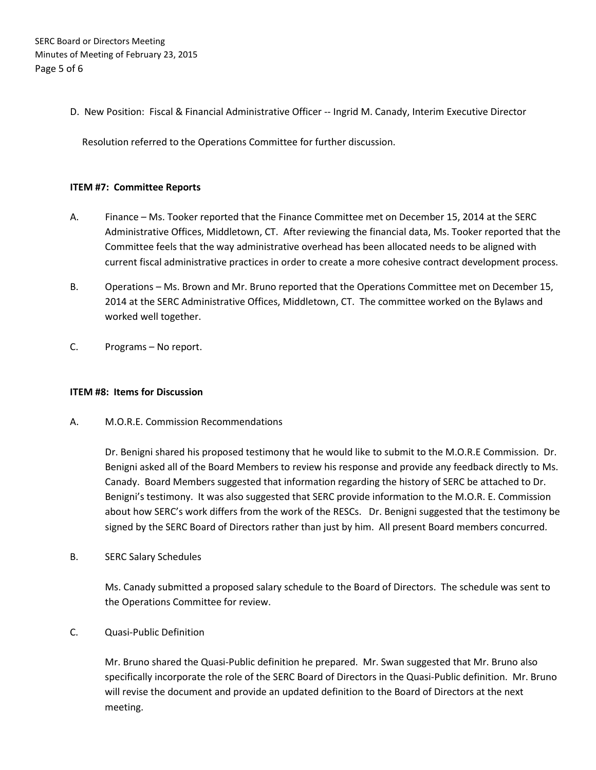D. New Position: Fiscal & Financial Administrative Officer -- Ingrid M. Canady, Interim Executive Director

Resolution referred to the Operations Committee for further discussion.

**ITEM #7: Committee Reports**

A. Finance – Ms. Tooker reported that the Finance Committee met on December 15, 2014 at the SERC Administrative Offices, Middletown, CT. After reviewing the financial data, Ms. Tooker reported that the Committee feels that the way administrative overhead has been allocated needs to be aligned with current fiscal administrative practices in order to create a more cohesive contract development process.

B. Operations – Ms. Brown and Mr. Bruno reported that the Operations Committee met on December 15, 2014 at the SERC Administrative Offices, Middletown, CT. The committee worked on the Bylaws and worked well together.

C. Programs – No report.

**ITEM #8: Items for Discussion**

A. M.O.R.E. Commission Recommendations

Dr. Benigni shared his proposed testimony that he would like to submit to the M.O.R.E Commission. Dr. Benigni asked all of the Board Members to review his response and provide any feedback directly to Ms. Canady. Board Members suggested that information regarding the history of SERC be attached to Dr. Benigni's testimony. It was also suggested that SERC provide information to the M.O.R. E. Commission about how SERC's work differs from the work of the RESCs. Dr. Benigni suggested that the testimony be signed by the SERC Board of Directors rather than just by him. All present Board members concurred.

B. SERC Salary Schedules

Ms. Canady submitted a proposed salary schedule to the Board of Directors. The schedule was sent to the Operations Committee for review.

C. Quasi-Public Definition

Mr. Bruno shared the Quasi-Public definition he prepared. Mr. Swan suggested that Mr. Bruno also specifically incorporate the role of the SERC Board of Directors in the Quasi-Public definition. Mr. Bruno will revise the document and provide an updated definition to the Board of Directors at the next meeting.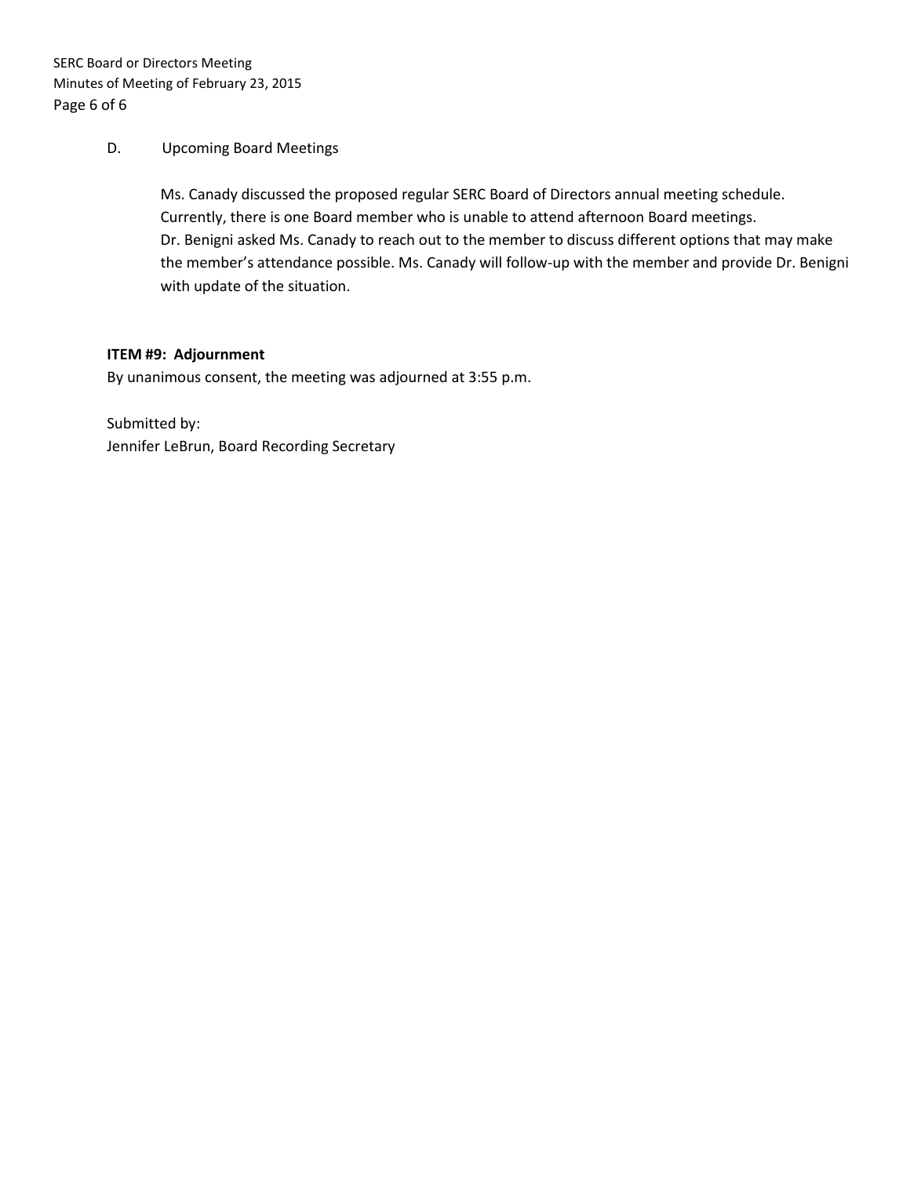D. Upcoming Board Meetings

Ms. Canady discussed the proposed regular SERC Board of Directors annual meeting schedule. Currently, there is one Board member who is unable to attend afternoon Board meetings. Dr. Benigni asked Ms. Canady to reach out to the member to discuss different options that may make the member's attendance possible. Ms. Canady will follow-up with the member and provide Dr. Benigni with update of the situation.

**ITEM #9: Adjournment**

By unanimous consent, the meeting was adjourned at 3:55 p.m.

Submitted by:
Jennifer LeBrun, Board Recording Secretary